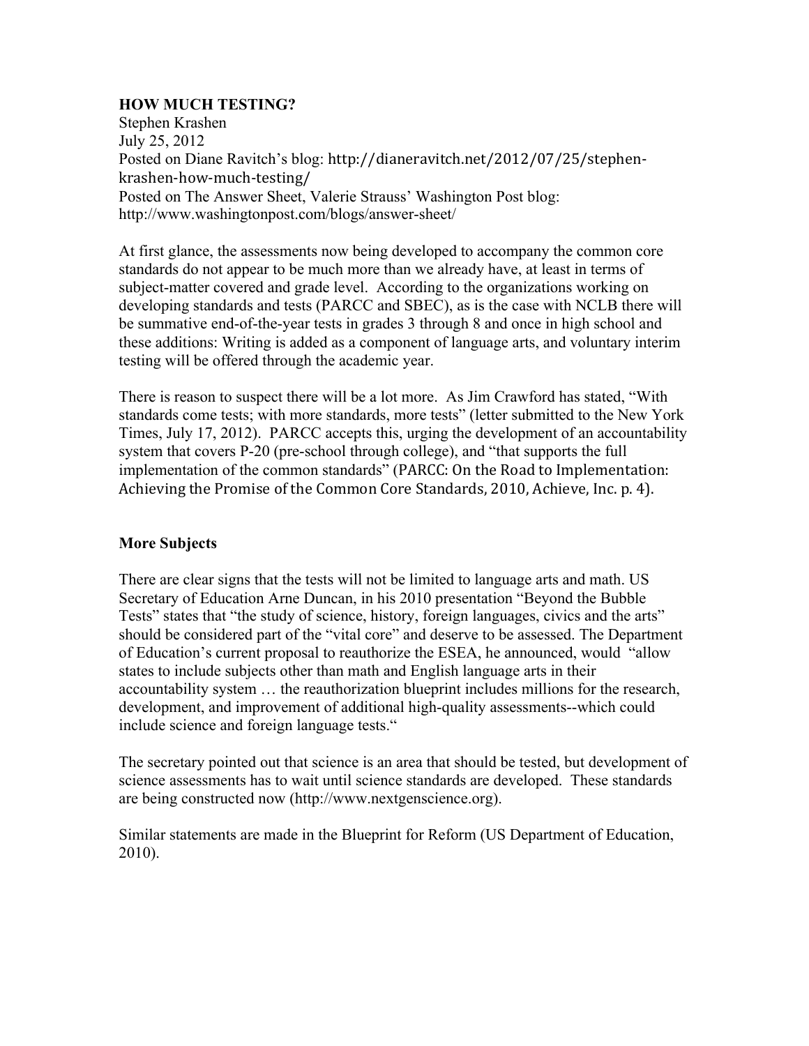**HOW MUCH TESTING?**

Stephen Krashen
July 25, 2012
Posted on Diane Ravitch's blog: http://dianeravitch.net/2012/07/25/stephen-krashen-how-much-testing/
Posted on The Answer Sheet, Valerie Strauss' Washington Post blog: http://www.washingtonpost.com/blogs/answer-sheet/

At first glance, the assessments now being developed to accompany the common core standards do not appear to be much more than we already have, at least in terms of subject-matter covered and grade level. According to the organizations working on developing standards and tests (PARCC and SBEC), as is the case with NCLB there will be summative end-of-the-year tests in grades 3 through 8 and once in high school and these additions: Writing is added as a component of language arts, and voluntary interim testing will be offered through the academic year.

There is reason to suspect there will be a lot more. As Jim Crawford has stated, "With standards come tests; with more standards, more tests" (letter submitted to the New York Times, July 17, 2012). PARCC accepts this, urging the development of an accountability system that covers P-20 (pre-school through college), and "that supports the full implementation of the common standards" (PARCC: On the Road to Implementation: Achieving the Promise of the Common Core Standards, 2010, Achieve, Inc. p. 4).

## More Subjects

There are clear signs that the tests will not be limited to language arts and math. US Secretary of Education Arne Duncan, in his 2010 presentation "Beyond the Bubble Tests" states that "the study of science, history, foreign languages, civics and the arts" should be considered part of the "vital core" and deserve to be assessed. The Department of Education's current proposal to reauthorize the ESEA, he announced, would "allow states to include subjects other than math and English language arts in their accountability system … the reauthorization blueprint includes millions for the research, development, and improvement of additional high-quality assessments--which could include science and foreign language tests."

The secretary pointed out that science is an area that should be tested, but development of science assessments has to wait until science standards are developed. These standards are being constructed now (http://www.nextgenscience.org).

Similar statements are made in the Blueprint for Reform (US Department of Education, 2010).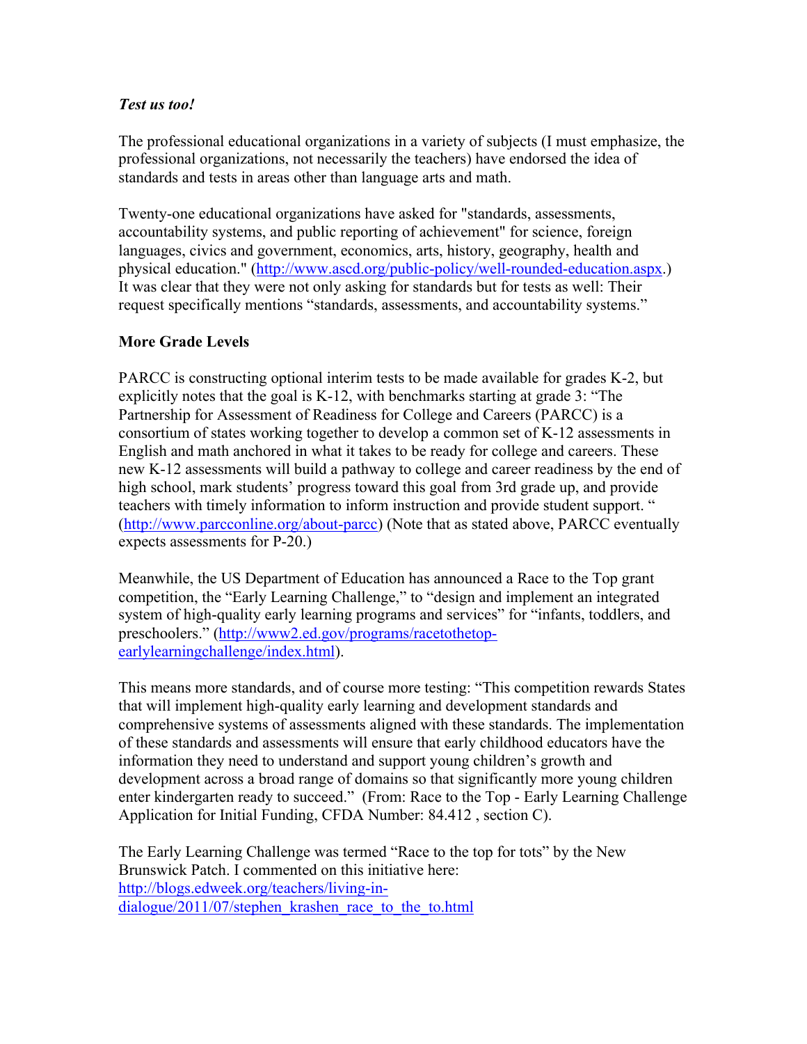***Test us too!***

The professional educational organizations in a variety of subjects (I must emphasize, the professional organizations, not necessarily the teachers) have endorsed the idea of standards and tests in areas other than language arts and math.

Twenty-one educational organizations have asked for "standards, assessments, accountability systems, and public reporting of achievement" for science, foreign languages, civics and government, economics, arts, history, geography, health and physical education." (http://www.ascd.org/public-policy/well-rounded-education.aspx.) It was clear that they were not only asking for standards but for tests as well: Their request specifically mentions "standards, assessments, and accountability systems."

**More Grade Levels**

PARCC is constructing optional interim tests to be made available for grades K-2, but explicitly notes that the goal is K-12, with benchmarks starting at grade 3: "The Partnership for Assessment of Readiness for College and Careers (PARCC) is a consortium of states working together to develop a common set of K-12 assessments in English and math anchored in what it takes to be ready for college and careers. These new K-12 assessments will build a pathway to college and career readiness by the end of high school, mark students' progress toward this goal from 3rd grade up, and provide teachers with timely information to inform instruction and provide student support. " (http://www.parcconline.org/about-parcc) (Note that as stated above, PARCC eventually expects assessments for P-20.)

Meanwhile, the US Department of Education has announced a Race to the Top grant competition, the "Early Learning Challenge," to "design and implement an integrated system of high-quality early learning programs and services" for "infants, toddlers, and preschoolers." (http://www2.ed.gov/programs/racetothetop-earlylearningchallenge/index.html).

This means more standards, and of course more testing: "This competition rewards States that will implement high-quality early learning and development standards and comprehensive systems of assessments aligned with these standards. The implementation of these standards and assessments will ensure that early childhood educators have the information they need to understand and support young children's growth and development across a broad range of domains so that significantly more young children enter kindergarten ready to succeed." (From: Race to the Top - Early Learning Challenge Application for Initial Funding, CFDA Number: 84.412 , section C).

The Early Learning Challenge was termed "Race to the top for tots" by the New Brunswick Patch. I commented on this initiative here: http://blogs.edweek.org/teachers/living-in-dialogue/2011/07/stephen_krashen_race_to_the_to.html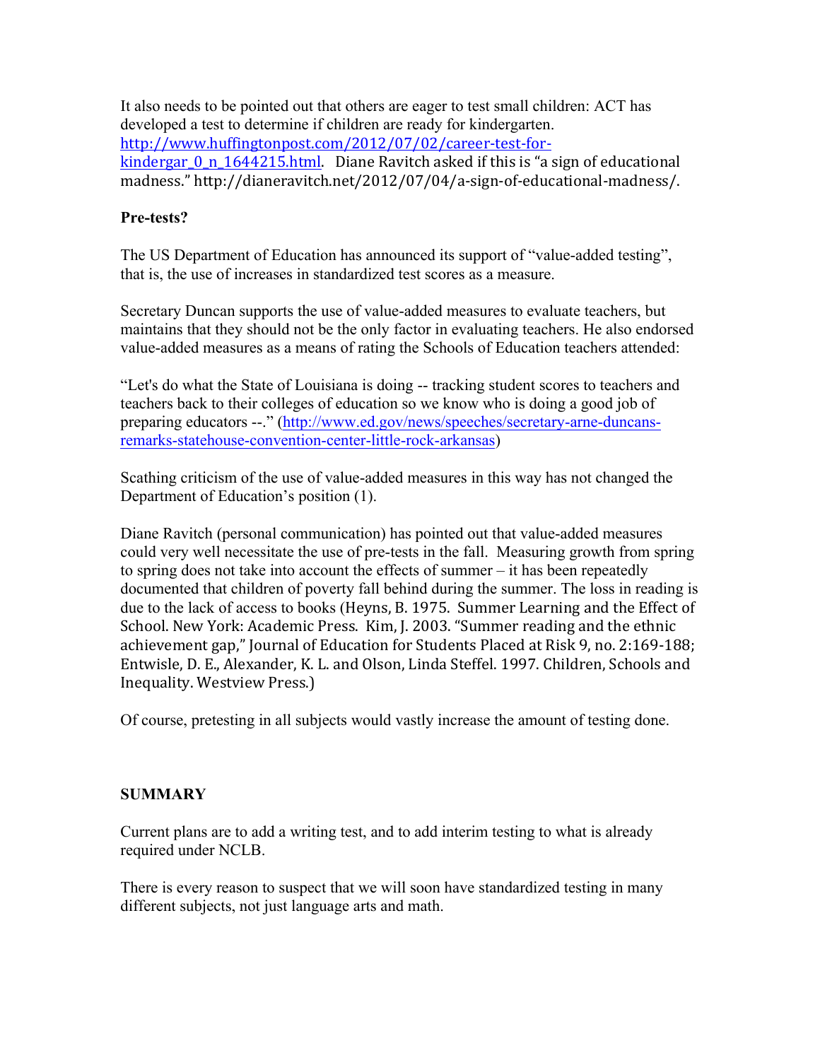It also needs to be pointed out that others are eager to test small children: ACT has developed a test to determine if children are ready for kindergarten. http://www.huffingtonpost.com/2012/07/02/career-test-for-kindergar_0_n_1644215.html. Diane Ravitch asked if this is "a sign of educational madness." http://dianeravitch.net/2012/07/04/a-sign-of-educational-madness/.

**Pre-tests?**

The US Department of Education has announced its support of "value-added testing", that is, the use of increases in standardized test scores as a measure.

Secretary Duncan supports the use of value-added measures to evaluate teachers, but maintains that they should not be the only factor in evaluating teachers. He also endorsed value-added measures as a means of rating the Schools of Education teachers attended:

"Let's do what the State of Louisiana is doing -- tracking student scores to teachers and teachers back to their colleges of education so we know who is doing a good job of preparing educators --." (http://www.ed.gov/news/speeches/secretary-arne-duncans-remarks-statehouse-convention-center-little-rock-arkansas)

Scathing criticism of the use of value-added measures in this way has not changed the Department of Education's position (1).

Diane Ravitch (personal communication) has pointed out that value-added measures could very well necessitate the use of pre-tests in the fall. Measuring growth from spring to spring does not take into account the effects of summer – it has been repeatedly documented that children of poverty fall behind during the summer. The loss in reading is due to the lack of access to books (Heyns, B. 1975. Summer Learning and the Effect of School. New York: Academic Press. Kim, J. 2003. "Summer reading and the ethnic achievement gap," Journal of Education for Students Placed at Risk 9, no. 2:169-188; Entwisle, D. E., Alexander, K. L. and Olson, Linda Steffel. 1997. Children, Schools and Inequality. Westview Press.)

Of course, pretesting in all subjects would vastly increase the amount of testing done.

**SUMMARY**

Current plans are to add a writing test, and to add interim testing to what is already required under NCLB.

There is every reason to suspect that we will soon have standardized testing in many different subjects, not just language arts and math.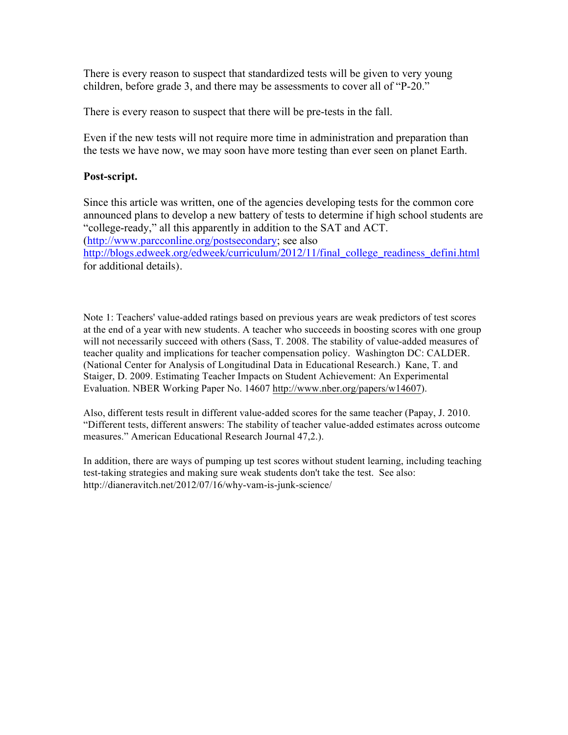There is every reason to suspect that standardized tests will be given to very young children, before grade 3, and there may be assessments to cover all of "P-20."

There is every reason to suspect that there will be pre-tests in the fall.

Even if the new tests will not require more time in administration and preparation than the tests we have now, we may soon have more testing than ever seen on planet Earth.

**Post-script.**

Since this article was written, one of the agencies developing tests for the common core announced plans to develop a new battery of tests to determine if high school students are "college-ready," all this apparently in addition to the SAT and ACT. (http://www.parcconline.org/postsecondary; see also http://blogs.edweek.org/edweek/curriculum/2012/11/final_college_readiness_defini.html for additional details).

Note 1: Teachers' value-added ratings based on previous years are weak predictors of test scores at the end of a year with new students. A teacher who succeeds in boosting scores with one group will not necessarily succeed with others (Sass, T. 2008. The stability of value-added measures of teacher quality and implications for teacher compensation policy. Washington DC: CALDER. (National Center for Analysis of Longitudinal Data in Educational Research.) Kane, T. and Staiger, D. 2009. Estimating Teacher Impacts on Student Achievement: An Experimental Evaluation. NBER Working Paper No. 14607 http://www.nber.org/papers/w14607).

Also, different tests result in different value-added scores for the same teacher (Papay, J. 2010. "Different tests, different answers: The stability of teacher value-added estimates across outcome measures." American Educational Research Journal 47,2.).

In addition, there are ways of pumping up test scores without student learning, including teaching test-taking strategies and making sure weak students don't take the test. See also: http://dianeravitch.net/2012/07/16/why-vam-is-junk-science/